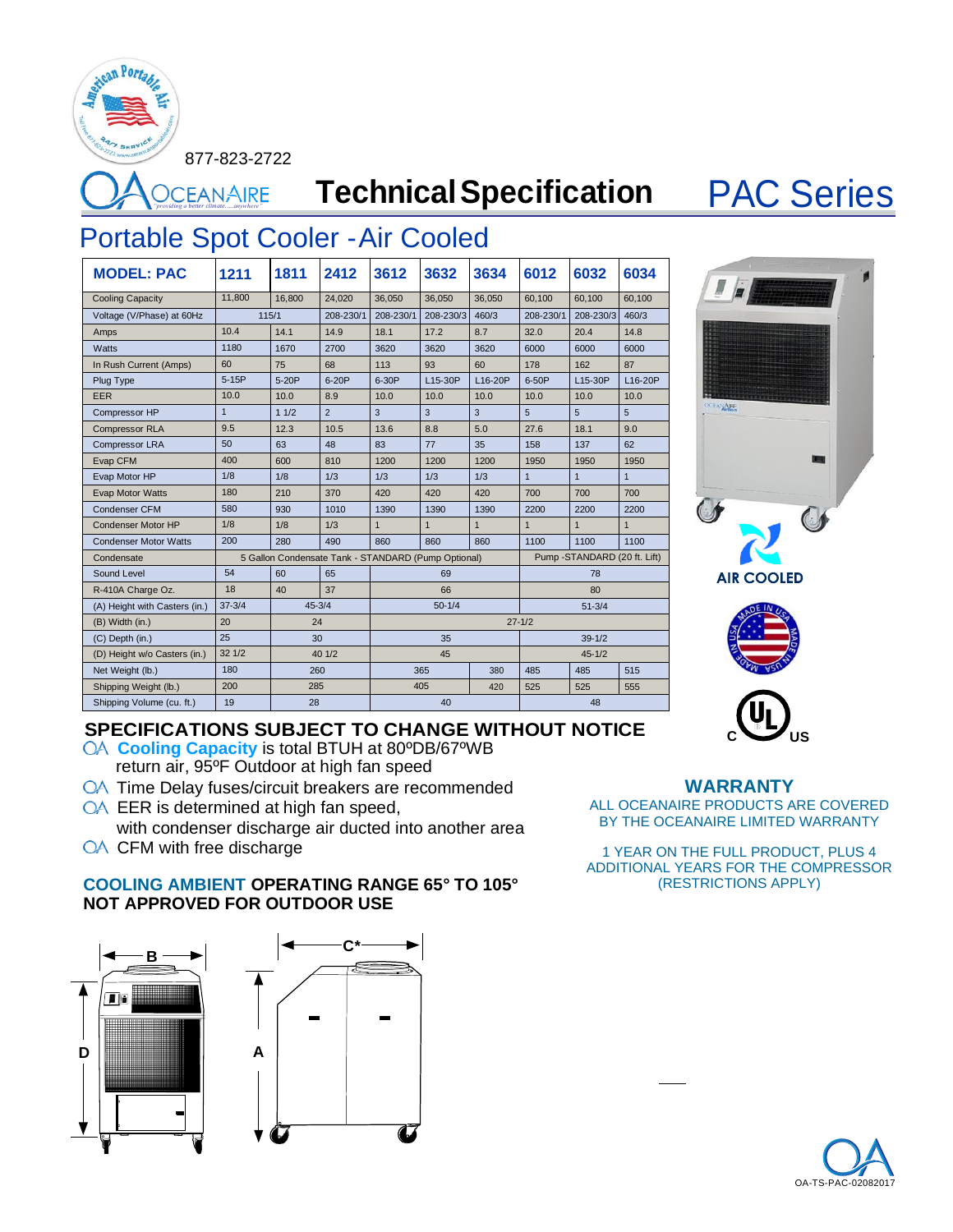877-823-2722

# OCEANAIRE Technical Specification PAC Series

## Portable Spot Cooler - Air Cooled

| MODEL: PAC | 1211 | 1811 | 2412 | 3612 | 3632 | 3634 | 6012 | 6032 | 6034 |
|---|---|---|---|---|---|---|---|---|---|
| Cooling Capacity | 11,800 | 16,800 | 24,020 | 36,050 | 36,050 | 36,050 | 60,100 | 60,100 | 60,100 |
| Voltage (V/Phase) at 60Hz | 115/1 | | 208-230/1 | 208-230/1 | 208-230/3 | 460/3 | 208-230/1 | 208-230/3 | 460/3 |
| Amps | 10.4 | 14.1 | 14.9 | 18.1 | 17.2 | 8.7 | 32.0 | 20.4 | 14.8 |
| Watts | 1180 | 1670 | 2700 | 3620 | 3620 | 3620 | 6000 | 6000 | 6000 |
| In Rush Current (Amps) | 60 | 75 | 68 | 113 | 93 | 60 | 178 | 162 | 87 |
| Plug Type | 5-15P | 5-20P | 6-20P | 6-30P | L15-30P | L16-20P | 6-50P | L15-30P | L16-20P |
| EER | 10.0 | 10.0 | 8.9 | 10.0 | 10.0 | 10.0 | 10.0 | 10.0 | 10.0 |
| Compressor HP | 1 | 1 1/2 | 2 | 3 | 3 | 3 | 5 | 5 | 5 |
| Compressor RLA | 9.5 | 12.3 | 10.5 | 13.6 | 8.8 | 5.0 | 27.6 | 18.1 | 9.0 |
| Compressor LRA | 50 | 63 | 48 | 83 | 77 | 35 | 158 | 137 | 62 |
| Evap CFM | 400 | 600 | 810 | 1200 | 1200 | 1200 | 1950 | 1950 | 1950 |
| Evap Motor HP | 1/8 | 1/8 | 1/3 | 1/3 | 1/3 | 1/3 | 1 | 1 | 1 |
| Evap Motor Watts | 180 | 210 | 370 | 420 | 420 | 420 | 700 | 700 | 700 |
| Condenser CFM | 580 | 930 | 1010 | 1390 | 1390 | 1390 | 2200 | 2200 | 2200 |
| Condenser Motor HP | 1/8 | 1/8 | 1/3 | 1 | 1 | 1 | 1 | 1 | 1 |
| Condenser Motor Watts | 200 | 280 | 490 | 860 | 860 | 860 | 1100 | 1100 | 1100 |
| Condensate | 5 Gallon Condensate Tank - STANDARD (Pump Optional) | | | | | | Pump -STANDARD (20 ft. Lift) | | |
| Sound Level | 54 | 60 | 65 | 69 | | | 78 | | |
| R-410A Charge Oz. | 18 | 40 | 37 | 66 | | | 80 | | |
| (A) Height with Casters (in.) | 37-3/4 | 45-3/4 | | 50-1/4 | | | 51-3/4 | | |
| (B) Width (in.) | 20 | 24 | | 27-1/2 | | | | | |
| (C) Depth (in.) | 25 | 30 | | 35 | | | 39-1/2 | | |
| (D) Height w/o Casters (in.) | 32 1/2 | 40 1/2 | | 45 | | | 45-1/2 | | |
| Net Weight (lb.) | 180 | 260 | | 365 | | 380 | 485 | 485 | 515 |
| Shipping Weight (lb.) | 200 | 285 | | 405 | | 420 | 525 | 525 | 555 |
| Shipping Volume (cu. ft.) | 19 | 28 | | 40 | | | 48 | | |

AIR COOLED

### SPECIFICATIONS SUBJECT TO CHANGE WITHOUT NOTICE

- **Cooling Capacity** is total BTUH at 80ºDB/67ºWB return air, 95ºF Outdoor at high fan speed
- Time Delay fuses/circuit breakers are recommended
- EER is determined at high fan speed, with condenser discharge air ducted into another area
- CFM with free discharge

**COOLING AMBIENT OPERATING RANGE 65° TO 105°**
**NOT APPROVED FOR OUTDOOR USE**

### WARRANTY

ALL OCEANAIRE PRODUCTS ARE COVERED BY THE OCEANAIRE LIMITED WARRANTY

1 YEAR ON THE FULL PRODUCT, PLUS 4 ADDITIONAL YEARS FOR THE COMPRESSOR (RESTRICTIONS APPLY)

B D C* A

OA-TS-PAC-02082017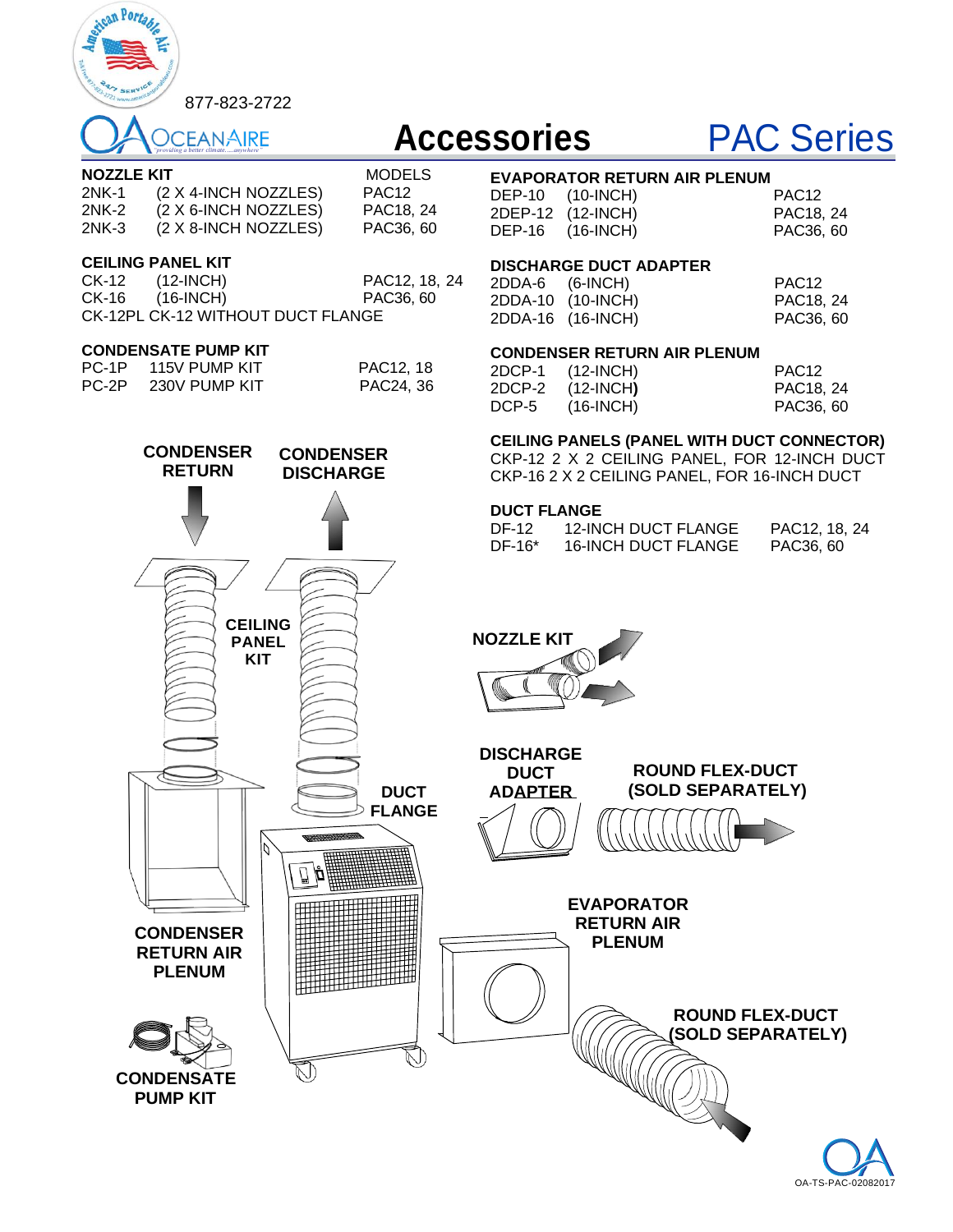877-823-2722

# Accessories

## PAC Series

### NOZZLE KIT

| | | MODELS |
|---|---|---|
| 2NK-1 | (2 X 4-INCH NOZZLES) | PAC12 |
| 2NK-2 | (2 X 6-INCH NOZZLES) | PAC18, 24 |
| 2NK-3 | (2 X 8-INCH NOZZLES) | PAC36, 60 |

### CEILING PANEL KIT

| | | |
|---|---|---|
| CK-12 | (12-INCH) | PAC12, 18, 24 |
| CK-16 | (16-INCH) | PAC36, 60 |

CK-12PL CK-12 WITHOUT DUCT FLANGE

### CONDENSATE PUMP KIT

| | | |
|---|---|---|
| PC-1P | 115V PUMP KIT | PAC12, 18 |
| PC-2P | 230V PUMP KIT | PAC24, 36 |

### EVAPORATOR RETURN AIR PLENUM

| | | |
|---|---|---|
| DEP-10 | (10-INCH) | PAC12 |
| 2DEP-12 | (12-INCH) | PAC18, 24 |
| DEP-16 | (16-INCH) | PAC36, 60 |

### DISCHARGE DUCT ADAPTER

| | | |
|---|---|---|
| 2DDA-6 | (6-INCH) | PAC12 |
| 2DDA-10 | (10-INCH) | PAC18, 24 |
| 2DDA-16 | (16-INCH) | PAC36, 60 |

### CONDENSER RETURN AIR PLENUM

| | | |
|---|---|---|
| 2DCP-1 | (12-INCH) | PAC12 |
| 2DCP-2 | (12-INCH) | PAC18, 24 |
| DCP-5 | (16-INCH) | PAC36, 60 |

### CEILING PANELS (PANEL WITH DUCT CONNECTOR)

CKP-12 2 X 2 CEILING PANEL, FOR 12-INCH DUCT
CKP-16 2 X 2 CEILING PANEL, FOR 16-INCH DUCT

### DUCT FLANGE

| | | |
|---|---|---|
| DF-12 | 12-INCH DUCT FLANGE | PAC12, 18, 24 |
| DF-16* | 16-INCH DUCT FLANGE | PAC36, 60 |

CONDENSER RETURN

CONDENSER DISCHARGE

CEILING PANEL KIT

DUCT FLANGE

CONDENSER RETURN AIR PLENUM

CONDENSATE PUMP KIT

NOZZLE KIT

DISCHARGE DUCT ADAPTER

ROUND FLEX-DUCT (SOLD SEPARATELY)

EVAPORATOR RETURN AIR PLENUM

ROUND FLEX-DUCT (SOLD SEPARATELY)

OA-TS-PAC-02082017